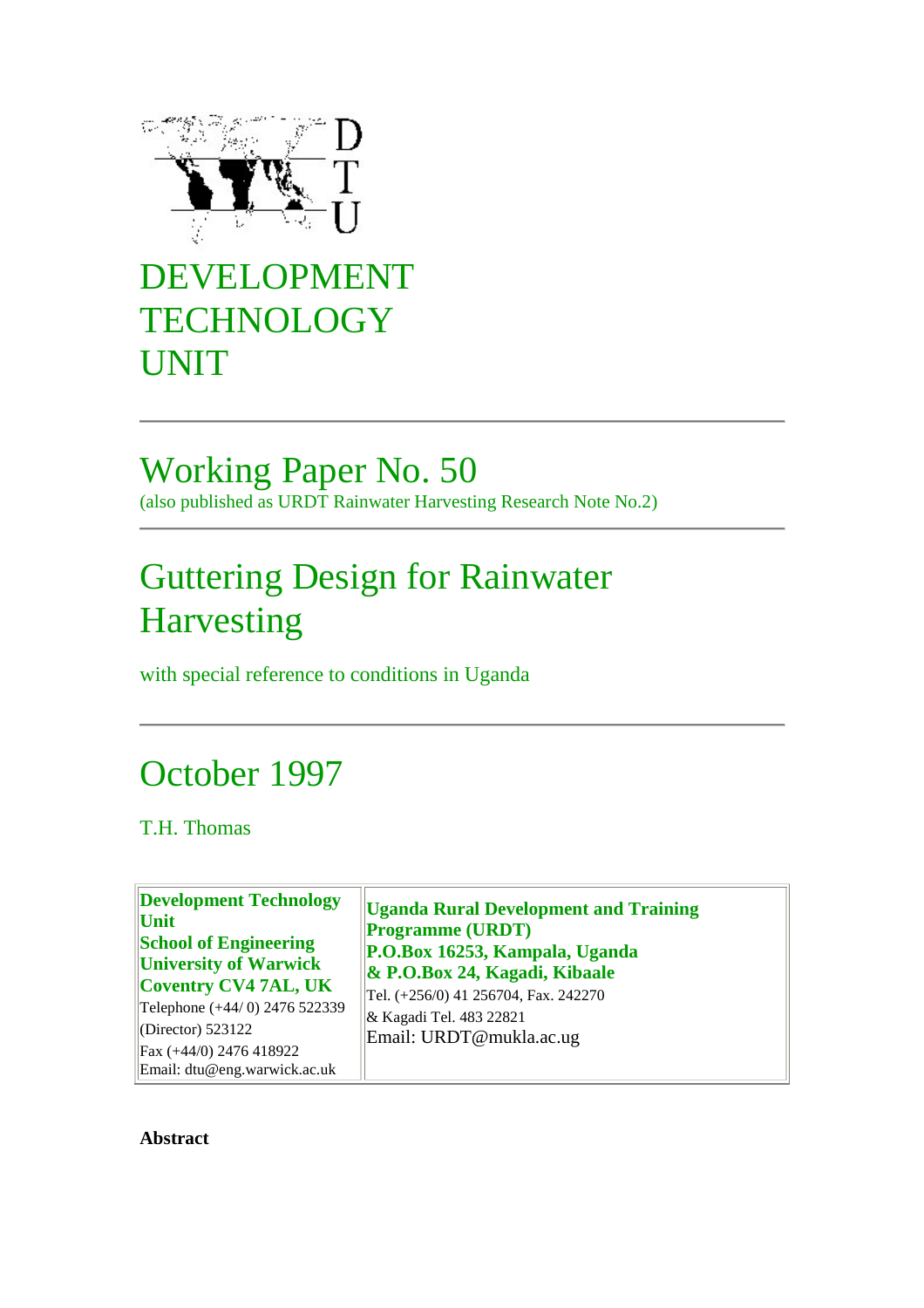DEVELOPMENT TECHNOLOGY UNIT

# Working Paper No. 50

(also published as URDT Rainwater Harvesting Research Note No.2)

# Guttering Design for Rainwater Harvesting

with special reference to conditions in Uganda

## October 1997

T.H. Thomas

| **Development Technology Unit**<br>**School of Engineering**<br>**University of Warwick**<br>**Coventry CV4 7AL, UK**<br>Telephone (+44/ 0) 2476 522339<br>(Director) 523122<br>Fax (+44/0) 2476 418922<br>Email: dtu@eng.warwick.ac.uk | **Uganda Rural Development and Training Programme (URDT)**<br>**P.O.Box 16253, Kampala, Uganda**<br>**& P.O.Box 24, Kagadi, Kibaale**<br>Tel. (+256/0) 41 256704, Fax. 242270<br>& Kagadi Tel. 483 22821<br>Email: URDT@mukla.ac.ug |
|---|---|

**Abstract**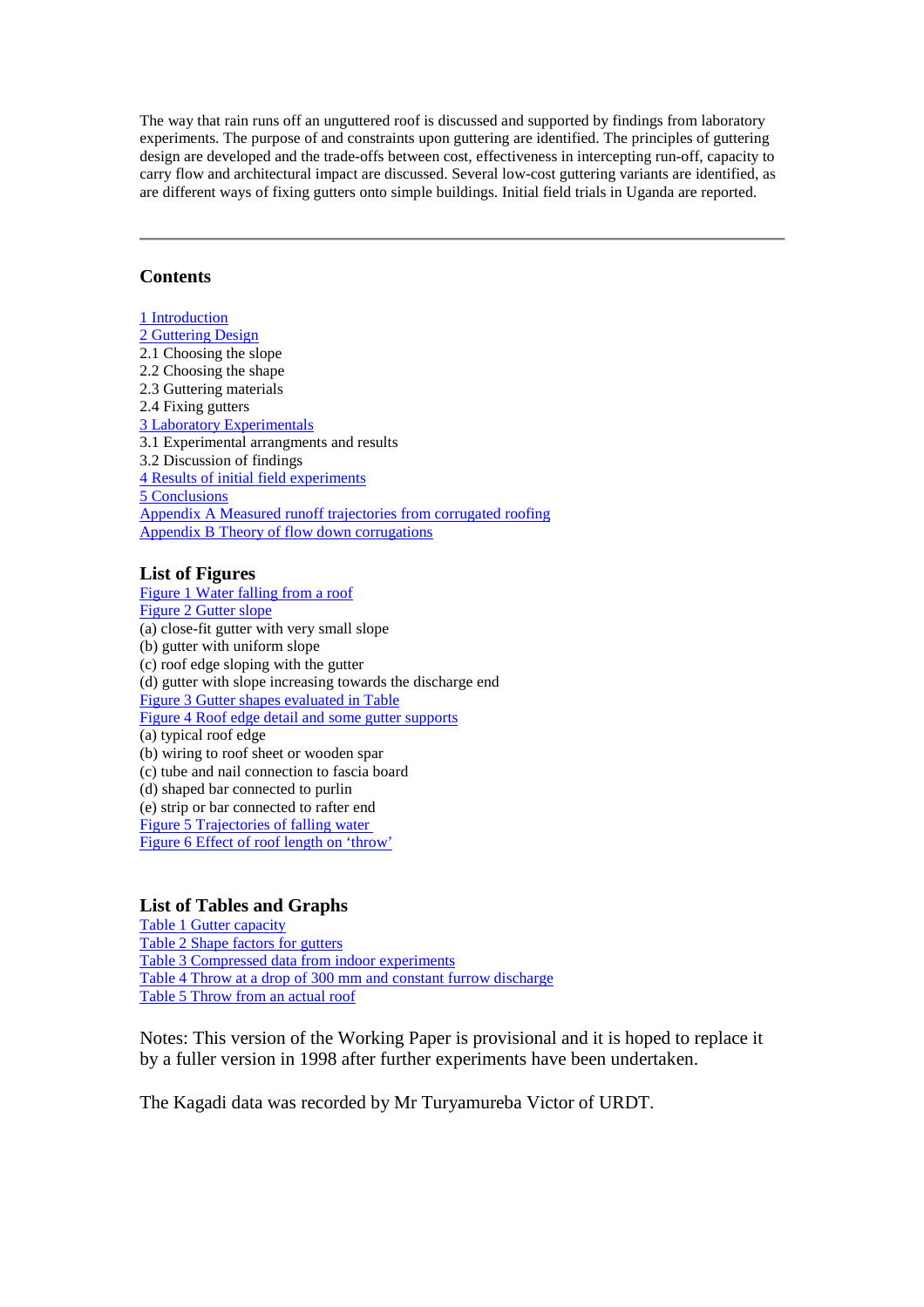The way that rain runs off an unguttered roof is discussed and supported by findings from laboratory experiments. The purpose of and constraints upon guttering are identified. The principles of guttering design are developed and the trade-offs between cost, effectiveness in intercepting run-off, capacity to carry flow and architectural impact are discussed. Several low-cost guttering variants are identified, as are different ways of fixing gutters onto simple buildings. Initial field trials in Uganda are reported.

---

## Contents

1 Introduction
2 Guttering Design
2.1 Choosing the slope
2.2 Choosing the shape
2.3 Guttering materials
2.4 Fixing gutters
3 Laboratory Experimentals
3.1 Experimental arrangments and results
3.2 Discussion of findings
4 Results of initial field experiments
5 Conclusions
Appendix A Measured runoff trajectories from corrugated roofing
Appendix B Theory of flow down corrugations

## List of Figures

Figure 1 Water falling from a roof
Figure 2 Gutter slope
(a) close-fit gutter with very small slope
(b) gutter with uniform slope
(c) roof edge sloping with the gutter
(d) gutter with slope increasing towards the discharge end
Figure 3 Gutter shapes evaluated in Table
Figure 4 Roof edge detail and some gutter supports
(a) typical roof edge
(b) wiring to roof sheet or wooden spar
(c) tube and nail connection to fascia board
(d) shaped bar connected to purlin
(e) strip or bar connected to rafter end
Figure 5 Trajectories of falling water
Figure 6 Effect of roof length on 'throw'

## List of Tables and Graphs

Table 1 Gutter capacity
Table 2 Shape factors for gutters
Table 3 Compressed data from indoor experiments
Table 4 Throw at a drop of 300 mm and constant furrow discharge
Table 5 Throw from an actual roof

Notes: This version of the Working Paper is provisional and it is hoped to replace it by a fuller version in 1998 after further experiments have been undertaken.

The Kagadi data was recorded by Mr Turyamureba Victor of URDT.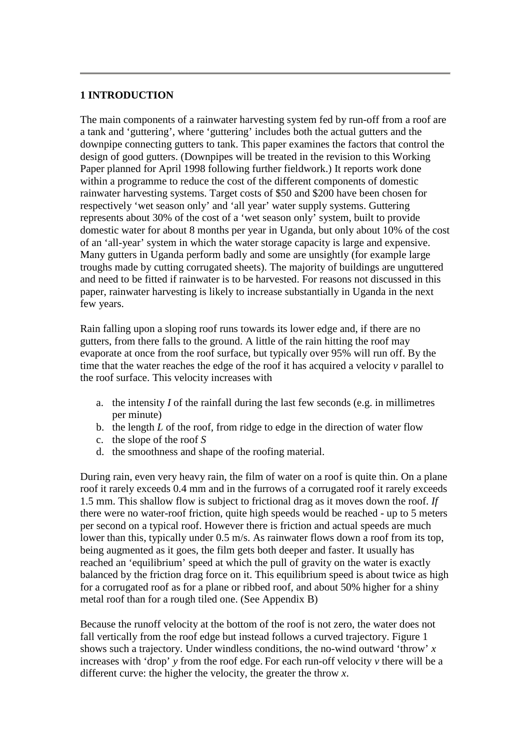## 1 INTRODUCTION

The main components of a rainwater harvesting system fed by run-off from a roof are a tank and 'guttering', where 'guttering' includes both the actual gutters and the downpipe connecting gutters to tank. This paper examines the factors that control the design of good gutters. (Downpipes will be treated in the revision to this Working Paper planned for April 1998 following further fieldwork.) It reports work done within a programme to reduce the cost of the different components of domestic rainwater harvesting systems. Target costs of $50 and $200 have been chosen for respectively 'wet season only' and 'all year' water supply systems. Guttering represents about 30% of the cost of a 'wet season only' system, built to provide domestic water for about 8 months per year in Uganda, but only about 10% of the cost of an 'all-year' system in which the water storage capacity is large and expensive. Many gutters in Uganda perform badly and some are unsightly (for example large troughs made by cutting corrugated sheets). The majority of buildings are unguttered and need to be fitted if rainwater is to be harvested. For reasons not discussed in this paper, rainwater harvesting is likely to increase substantially in Uganda in the next few years.

Rain falling upon a sloping roof runs towards its lower edge and, if there are no gutters, from there falls to the ground. A little of the rain hitting the roof may evaporate at once from the roof surface, but typically over 95% will run off. By the time that the water reaches the edge of the roof it has acquired a velocity $v$ parallel to the roof surface. This velocity increases with

a. the intensity $I$ of the rainfall during the last few seconds (e.g. in millimetres per minute)
b. the length $L$ of the roof, from ridge to edge in the direction of water flow
c. the slope of the roof $S$
d. the smoothness and shape of the roofing material.

During rain, even very heavy rain, the film of water on a roof is quite thin. On a plane roof it rarely exceeds 0.4 mm and in the furrows of a corrugated roof it rarely exceeds 1.5 mm. This shallow flow is subject to frictional drag as it moves down the roof. *If* there were no water-roof friction, quite high speeds would be reached - up to 5 meters per second on a typical roof. However there is friction and actual speeds are much lower than this, typically under 0.5 m/s. As rainwater flows down a roof from its top, being augmented as it goes, the film gets both deeper and faster. It usually has reached an 'equilibrium' speed at which the pull of gravity on the water is exactly balanced by the friction drag force on it. This equilibrium speed is about twice as high for a corrugated roof as for a plane or ribbed roof, and about 50% higher for a shiny metal roof than for a rough tiled one. (See Appendix B)

Because the runoff velocity at the bottom of the roof is not zero, the water does not fall vertically from the roof edge but instead follows a curved trajectory. Figure 1 shows such a trajectory. Under windless conditions, the no-wind outward 'throw' $x$ increases with 'drop' $y$ from the roof edge. For each run-off velocity $v$ there will be a different curve: the higher the velocity, the greater the throw $x$.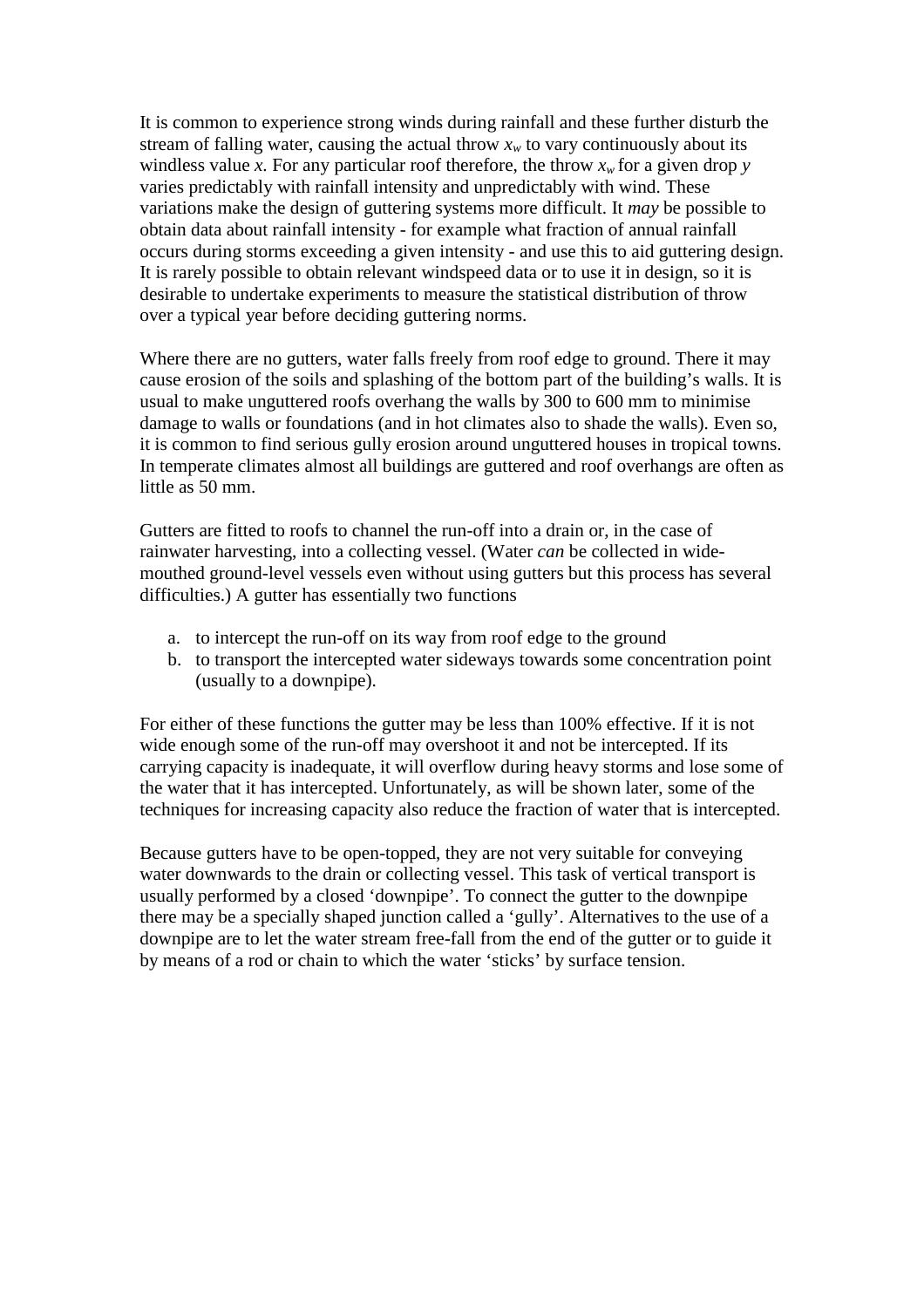It is common to experience strong winds during rainfall and these further disturb the stream of falling water, causing the actual throw $x_w$ to vary continuously about its windless value $x$. For any particular roof therefore, the throw $x_w$ for a given drop $y$ varies predictably with rainfall intensity and unpredictably with wind. These variations make the design of guttering systems more difficult. It *may* be possible to obtain data about rainfall intensity - for example what fraction of annual rainfall occurs during storms exceeding a given intensity - and use this to aid guttering design. It is rarely possible to obtain relevant windspeed data or to use it in design, so it is desirable to undertake experiments to measure the statistical distribution of throw over a typical year before deciding guttering norms.

Where there are no gutters, water falls freely from roof edge to ground. There it may cause erosion of the soils and splashing of the bottom part of the building's walls. It is usual to make unguttered roofs overhang the walls by 300 to 600 mm to minimise damage to walls or foundations (and in hot climates also to shade the walls). Even so, it is common to find serious gully erosion around unguttered houses in tropical towns. In temperate climates almost all buildings are guttered and roof overhangs are often as little as 50 mm.

Gutters are fitted to roofs to channel the run-off into a drain or, in the case of rainwater harvesting, into a collecting vessel. (Water *can* be collected in wide-mouthed ground-level vessels even without using gutters but this process has several difficulties.) A gutter has essentially two functions

a. to intercept the run-off on its way from roof edge to the ground
b. to transport the intercepted water sideways towards some concentration point (usually to a downpipe).

For either of these functions the gutter may be less than 100% effective. If it is not wide enough some of the run-off may overshoot it and not be intercepted. If its carrying capacity is inadequate, it will overflow during heavy storms and lose some of the water that it has intercepted. Unfortunately, as will be shown later, some of the techniques for increasing capacity also reduce the fraction of water that is intercepted.

Because gutters have to be open-topped, they are not very suitable for conveying water downwards to the drain or collecting vessel. This task of vertical transport is usually performed by a closed 'downpipe'. To connect the gutter to the downpipe there may be a specially shaped junction called a 'gully'. Alternatives to the use of a downpipe are to let the water stream free-fall from the end of the gutter or to guide it by means of a rod or chain to which the water 'sticks' by surface tension.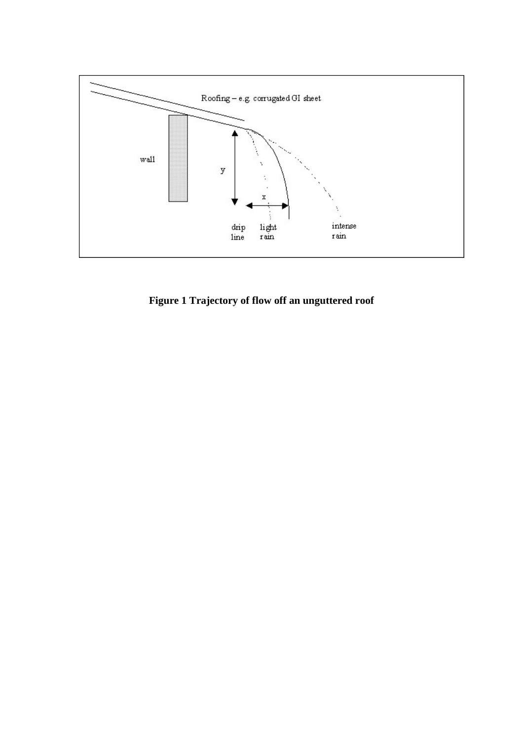**Figure 1 Trajectory of flow off an unguttered roof**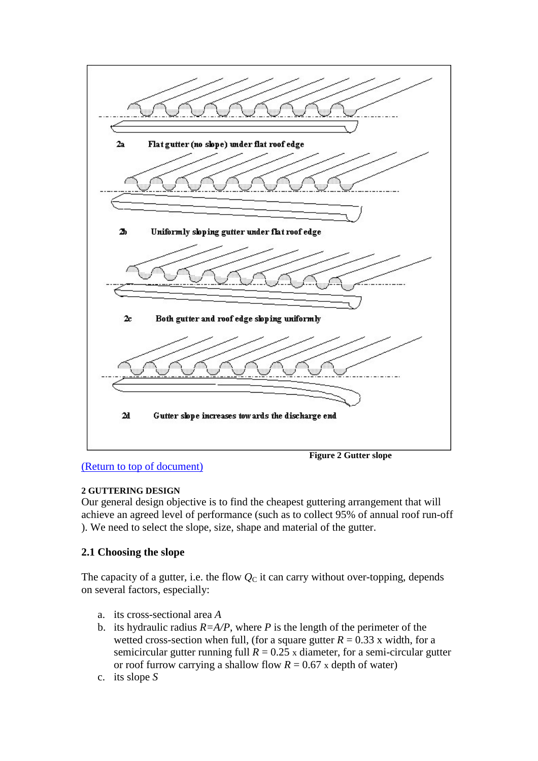2a Flat gutter (no slope) under flat roof edge

2b Uniformly sloping gutter under flat roof edge

2c Both gutter and roof edge sloping uniformly

2d Gutter slope increases towards the discharge end

**Figure 2 Gutter slope**

(Return to top of document)

**2 GUTTERING DESIGN**

Our general design objective is to find the cheapest guttering arrangement that will achieve an agreed level of performance (such as to collect 95% of annual roof run-off ). We need to select the slope, size, shape and material of the gutter.

### 2.1 Choosing the slope

The capacity of a gutter, i.e. the flow $Q_C$ it can carry without over-topping, depends on several factors, especially:

a. its cross-sectional area $A$
b. its hydraulic radius $R=A/P$, where $P$ is the length of the perimeter of the wetted cross-section when full, (for a square gutter $R$ = 0.33 x width, for a semicircular gutter running full $R$ = 0.25 x diameter, for a semi-circular gutter or roof furrow carrying a shallow flow $R$ = 0.67 x depth of water)
c. its slope $S$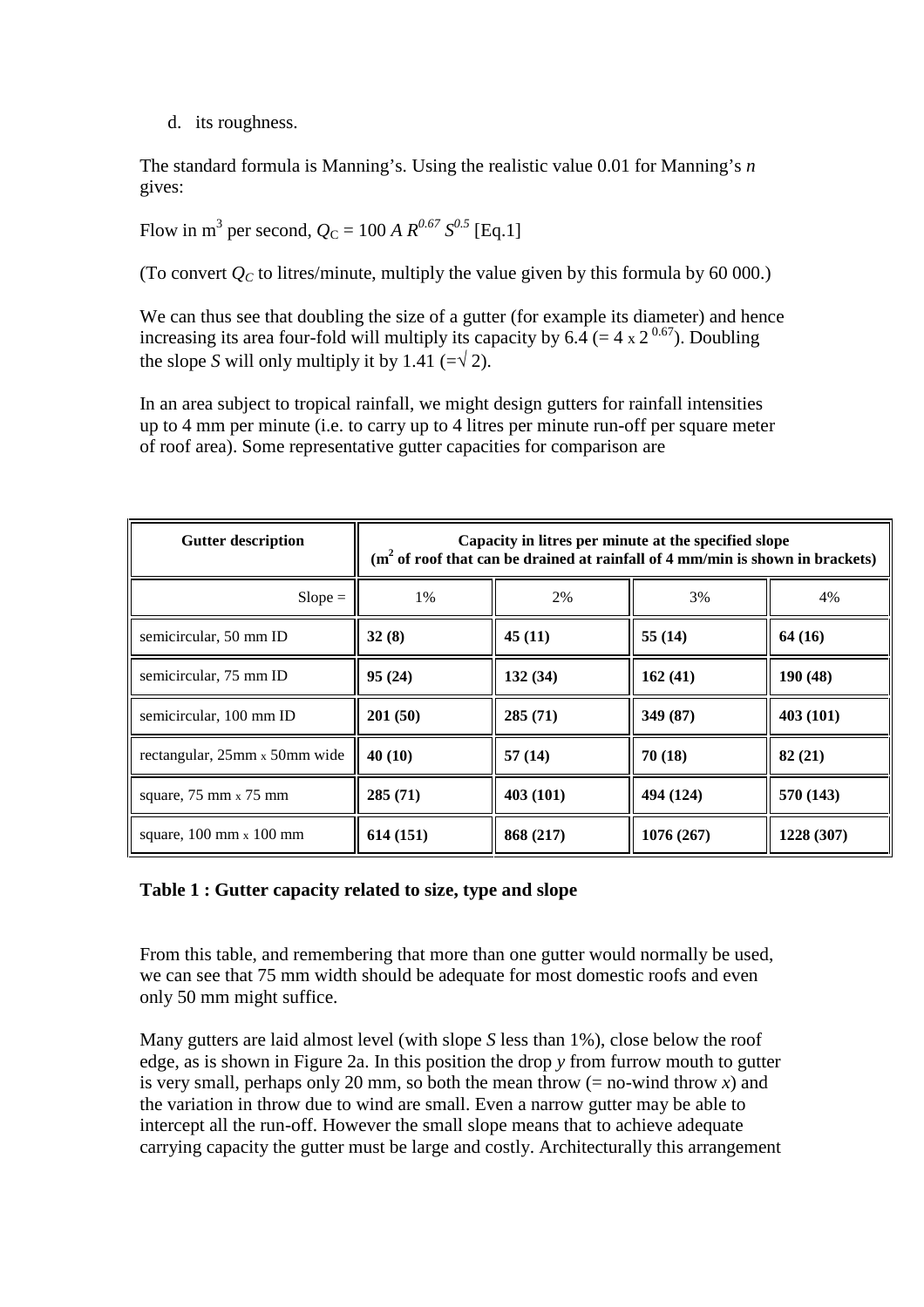d. its roughness.

The standard formula is Manning's. Using the realistic value 0.01 for Manning's $n$ gives:

Flow in $m^3$ per second, $Q_C = 100\, A\, R^{0.67}\, S^{0.5}$ [Eq.1]

(To convert $Q_C$ to litres/minute, multiply the value given by this formula by 60 000.)

We can thus see that doubling the size of a gutter (for example its diameter) and hence increasing its area four-fold will multiply its capacity by 6.4 ($= 4 \times 2^{0.67}$). Doubling the slope $S$ will only multiply it by 1.41 ($=\sqrt{2}$).

In an area subject to tropical rainfall, we might design gutters for rainfall intensities up to 4 mm per minute (i.e. to carry up to 4 litres per minute run-off per square meter of roof area). Some representative gutter capacities for comparison are

| Gutter description | Capacity in litres per minute at the specified slope ($m^2$ of roof that can be drained at rainfall of 4 mm/min is shown in brackets) | | | |
|---|---|---|---|---|
| Slope = | 1% | 2% | 3% | 4% |
| semicircular, 50 mm ID | **32 (8)** | **45 (11)** | **55 (14)** | **64 (16)** |
| semicircular, 75 mm ID | **95 (24)** | **132 (34)** | **162 (41)** | **190 (48)** |
| semicircular, 100 mm ID | **201 (50)** | **285 (71)** | **349 (87)** | **403 (101)** |
| rectangular, 25mm x 50mm wide | **40 (10)** | **57 (14)** | **70 (18)** | **82 (21)** |
| square, 75 mm x 75 mm | **285 (71)** | **403 (101)** | **494 (124)** | **570 (143)** |
| square, 100 mm x 100 mm | **614 (151)** | **868 (217)** | **1076 (267)** | **1228 (307)** |

**Table 1 : Gutter capacity related to size, type and slope**

From this table, and remembering that more than one gutter would normally be used, we can see that 75 mm width should be adequate for most domestic roofs and even only 50 mm might suffice.

Many gutters are laid almost level (with slope $S$ less than 1%), close below the roof edge, as is shown in Figure 2a. In this position the drop $y$ from furrow mouth to gutter is very small, perhaps only 20 mm, so both the mean throw (= no-wind throw $x$) and the variation in throw due to wind are small. Even a narrow gutter may be able to intercept all the run-off. However the small slope means that to achieve adequate carrying capacity the gutter must be large and costly. Architecturally this arrangement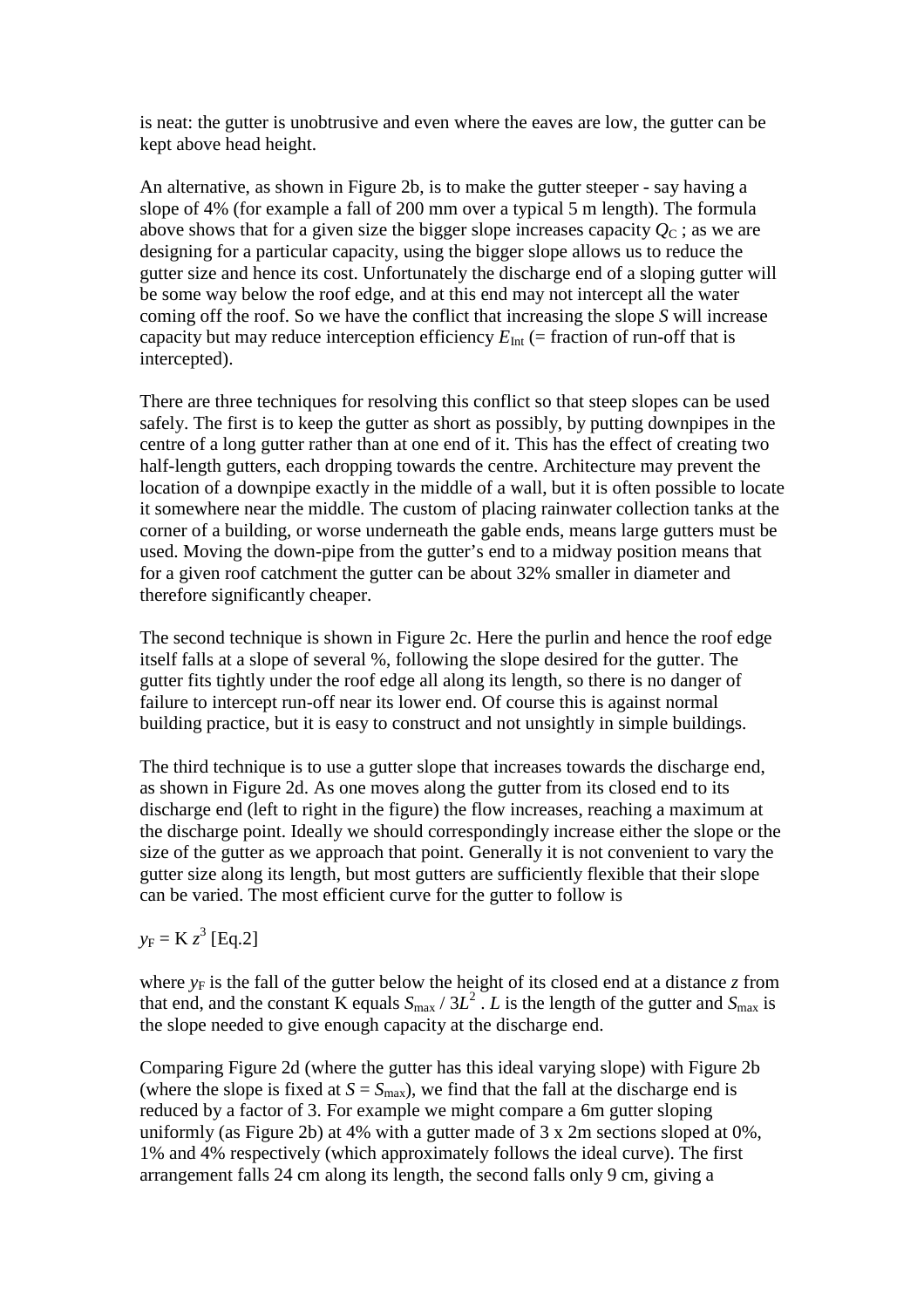is neat: the gutter is unobtrusive and even where the eaves are low, the gutter can be kept above head height.

An alternative, as shown in Figure 2b, is to make the gutter steeper - say having a slope of 4% (for example a fall of 200 mm over a typical 5 m length). The formula above shows that for a given size the bigger slope increases capacity $Q_C$ ; as we are designing for a particular capacity, using the bigger slope allows us to reduce the gutter size and hence its cost. Unfortunately the discharge end of a sloping gutter will be some way below the roof edge, and at this end may not intercept all the water coming off the roof. So we have the conflict that increasing the slope $S$ will increase capacity but may reduce interception efficiency $E_{Int}$ (= fraction of run-off that is intercepted).

There are three techniques for resolving this conflict so that steep slopes can be used safely. The first is to keep the gutter as short as possibly, by putting downpipes in the centre of a long gutter rather than at one end of it. This has the effect of creating two half-length gutters, each dropping towards the centre. Architecture may prevent the location of a downpipe exactly in the middle of a wall, but it is often possible to locate it somewhere near the middle. The custom of placing rainwater collection tanks at the corner of a building, or worse underneath the gable ends, means large gutters must be used. Moving the down-pipe from the gutter's end to a midway position means that for a given roof catchment the gutter can be about 32% smaller in diameter and therefore significantly cheaper.

The second technique is shown in Figure 2c. Here the purlin and hence the roof edge itself falls at a slope of several %, following the slope desired for the gutter. The gutter fits tightly under the roof edge all along its length, so there is no danger of failure to intercept run-off near its lower end. Of course this is against normal building practice, but it is easy to construct and not unsightly in simple buildings.

The third technique is to use a gutter slope that increases towards the discharge end, as shown in Figure 2d. As one moves along the gutter from its closed end to its discharge end (left to right in the figure) the flow increases, reaching a maximum at the discharge point. Ideally we should correspondingly increase either the slope or the size of the gutter as we approach that point. Generally it is not convenient to vary the gutter size along its length, but most gutters are sufficiently flexible that their slope can be varied. The most efficient curve for the gutter to follow is

$y_F = K z^3$ [Eq.2]

where $y_F$ is the fall of the gutter below the height of its closed end at a distance $z$ from that end, and the constant K equals $S_{max} / 3L^2$ . $L$ is the length of the gutter and $S_{max}$ is the slope needed to give enough capacity at the discharge end.

Comparing Figure 2d (where the gutter has this ideal varying slope) with Figure 2b (where the slope is fixed at $S = S_{max}$), we find that the fall at the discharge end is reduced by a factor of 3. For example we might compare a 6m gutter sloping uniformly (as Figure 2b) at 4% with a gutter made of 3 x 2m sections sloped at 0%, 1% and 4% respectively (which approximately follows the ideal curve). The first arrangement falls 24 cm along its length, the second falls only 9 cm, giving a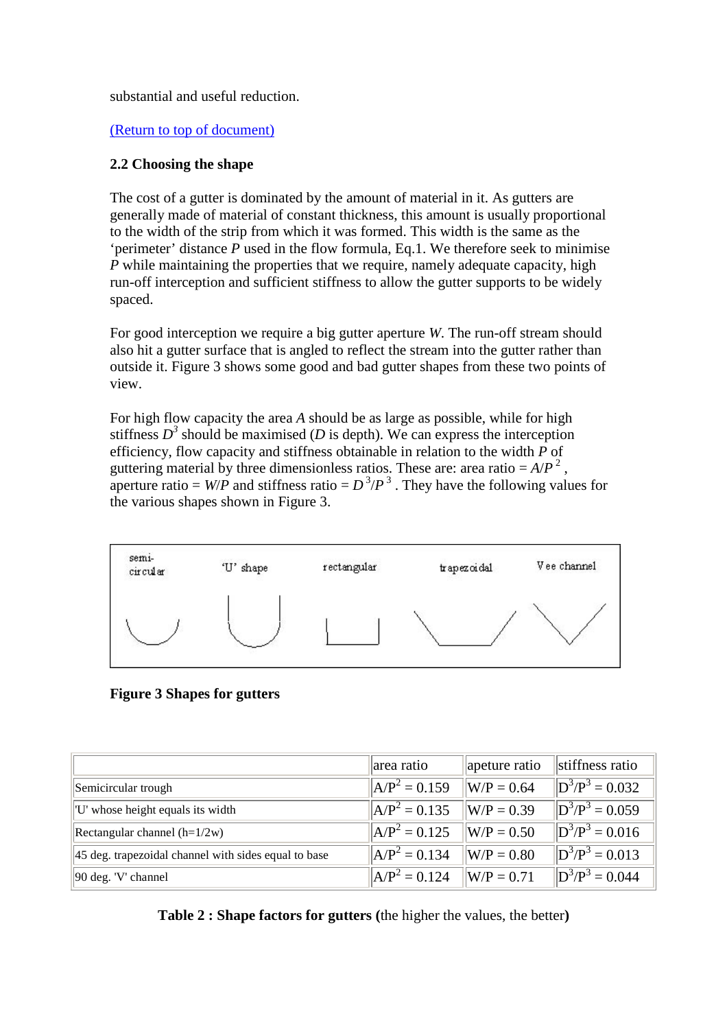substantial and useful reduction.

(Return to top of document)

### 2.2 Choosing the shape

The cost of a gutter is dominated by the amount of material in it. As gutters are generally made of material of constant thickness, this amount is usually proportional to the width of the strip from which it was formed. This width is the same as the 'perimeter' distance $P$ used in the flow formula, Eq.1. We therefore seek to minimise $P$ while maintaining the properties that we require, namely adequate capacity, high run-off interception and sufficient stiffness to allow the gutter supports to be widely spaced.

For good interception we require a big gutter aperture $W$. The run-off stream should also hit a gutter surface that is angled to reflect the stream into the gutter rather than outside it. Figure 3 shows some good and bad gutter shapes from these two points of view.

For high flow capacity the area $A$ should be as large as possible, while for high stiffness $D^3$ should be maximised ($D$ is depth). We can express the interception efficiency, flow capacity and stiffness obtainable in relation to the width $P$ of guttering material by three dimensionless ratios. These are: area ratio = $A/P^2$, aperture ratio = $W/P$ and stiffness ratio = $D^3/P^3$. They have the following values for the various shapes shown in Figure 3.

semi-circular 'U' shape rectangular trapezoidal Vee channel

**Figure 3 Shapes for gutters**

| | area ratio | apeture ratio | stiffness ratio |
|---|---|---|---|
| Semicircular trough | $A/P^2 = 0.159$ | $W/P = 0.64$ | $D^3/P^3 = 0.032$ |
| 'U' whose height equals its width | $A/P^2 = 0.135$ | $W/P = 0.39$ | $D^3/P^3 = 0.059$ |
| Rectangular channel (h=1/2w) | $A/P^2 = 0.125$ | $W/P = 0.50$ | $D^3/P^3 = 0.016$ |
| 45 deg. trapezoidal channel with sides equal to base | $A/P^2 = 0.134$ | $W/P = 0.80$ | $D^3/P^3 = 0.013$ |
| 90 deg. 'V' channel | $A/P^2 = 0.124$ | $W/P = 0.71$ | $D^3/P^3 = 0.044$ |

**Table 2 : Shape factors for gutters (**the higher the values, the better**)**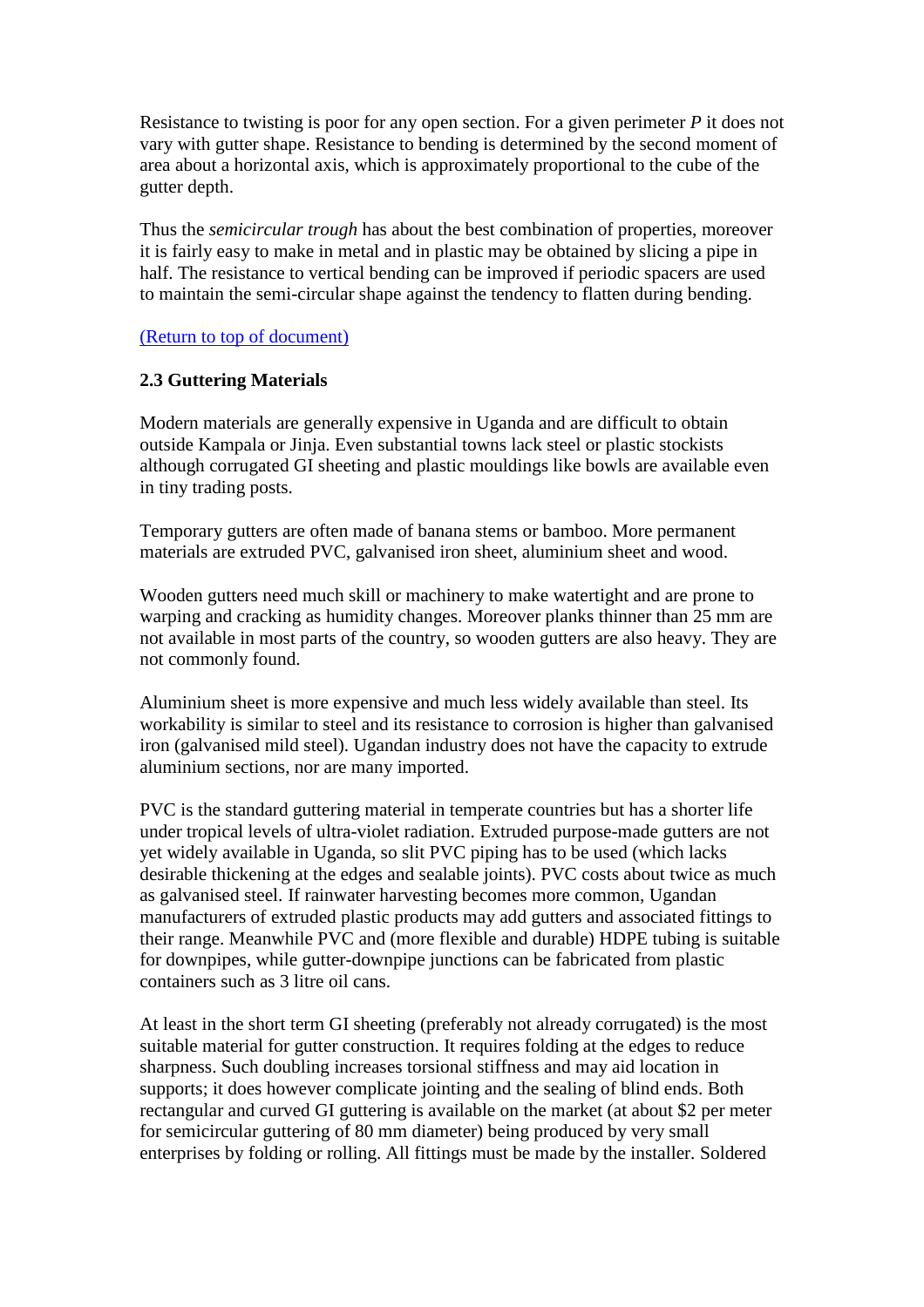Resistance to twisting is poor for any open section. For a given perimeter $P$ it does not vary with gutter shape. Resistance to bending is determined by the second moment of area about a horizontal axis, which is approximately proportional to the cube of the gutter depth.

Thus the *semicircular trough* has about the best combination of properties, moreover it is fairly easy to make in metal and in plastic may be obtained by slicing a pipe in half. The resistance to vertical bending can be improved if periodic spacers are used to maintain the semi-circular shape against the tendency to flatten during bending.

(Return to top of document)

### 2.3 Guttering Materials

Modern materials are generally expensive in Uganda and are difficult to obtain outside Kampala or Jinja. Even substantial towns lack steel or plastic stockists although corrugated GI sheeting and plastic mouldings like bowls are available even in tiny trading posts.

Temporary gutters are often made of banana stems or bamboo. More permanent materials are extruded PVC, galvanised iron sheet, aluminium sheet and wood.

Wooden gutters need much skill or machinery to make watertight and are prone to warping and cracking as humidity changes. Moreover planks thinner than 25 mm are not available in most parts of the country, so wooden gutters are also heavy. They are not commonly found.

Aluminium sheet is more expensive and much less widely available than steel. Its workability is similar to steel and its resistance to corrosion is higher than galvanised iron (galvanised mild steel). Ugandan industry does not have the capacity to extrude aluminium sections, nor are many imported.

PVC is the standard guttering material in temperate countries but has a shorter life under tropical levels of ultra-violet radiation. Extruded purpose-made gutters are not yet widely available in Uganda, so slit PVC piping has to be used (which lacks desirable thickening at the edges and sealable joints). PVC costs about twice as much as galvanised steel. If rainwater harvesting becomes more common, Ugandan manufacturers of extruded plastic products may add gutters and associated fittings to their range. Meanwhile PVC and (more flexible and durable) HDPE tubing is suitable for downpipes, while gutter-downpipe junctions can be fabricated from plastic containers such as 3 litre oil cans.

At least in the short term GI sheeting (preferably not already corrugated) is the most suitable material for gutter construction. It requires folding at the edges to reduce sharpness. Such doubling increases torsional stiffness and may aid location in supports; it does however complicate jointing and the sealing of blind ends. Both rectangular and curved GI guttering is available on the market (at about $2 per meter for semicircular guttering of 80 mm diameter) being produced by very small enterprises by folding or rolling. All fittings must be made by the installer. Soldered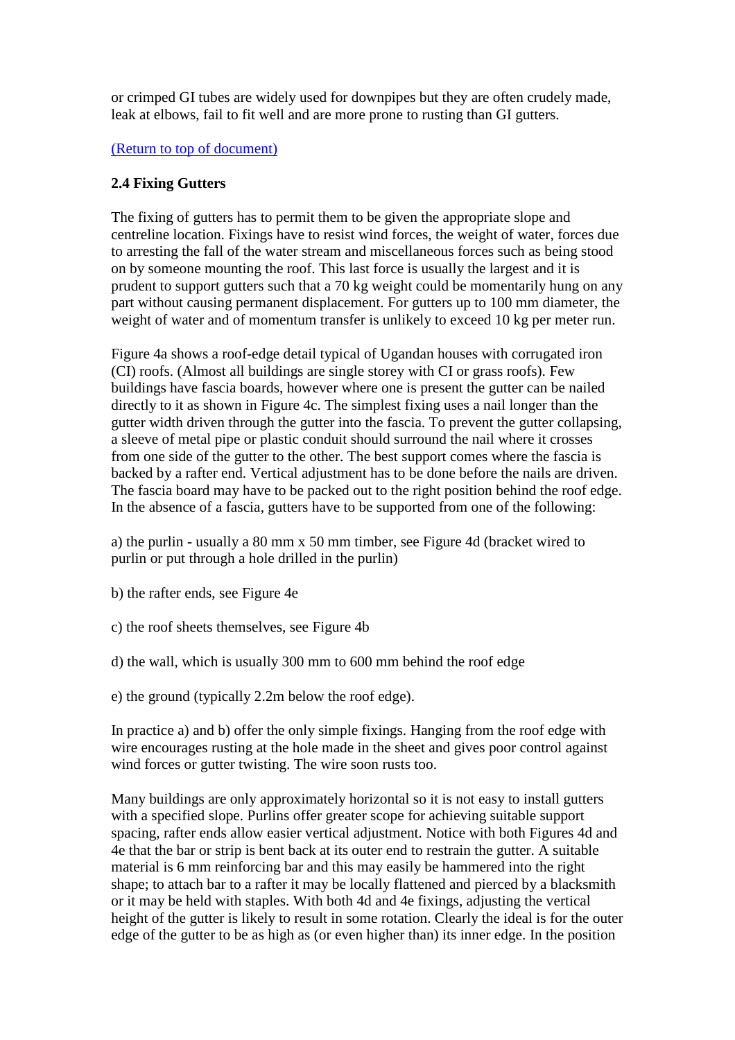or crimped GI tubes are widely used for downpipes but they are often crudely made, leak at elbows, fail to fit well and are more prone to rusting than GI gutters.

(Return to top of document)

### 2.4 Fixing Gutters

The fixing of gutters has to permit them to be given the appropriate slope and centreline location. Fixings have to resist wind forces, the weight of water, forces due to arresting the fall of the water stream and miscellaneous forces such as being stood on by someone mounting the roof. This last force is usually the largest and it is prudent to support gutters such that a 70 kg weight could be momentarily hung on any part without causing permanent displacement. For gutters up to 100 mm diameter, the weight of water and of momentum transfer is unlikely to exceed 10 kg per meter run.

Figure 4a shows a roof-edge detail typical of Ugandan houses with corrugated iron (CI) roofs. (Almost all buildings are single storey with CI or grass roofs). Few buildings have fascia boards, however where one is present the gutter can be nailed directly to it as shown in Figure 4c. The simplest fixing uses a nail longer than the gutter width driven through the gutter into the fascia. To prevent the gutter collapsing, a sleeve of metal pipe or plastic conduit should surround the nail where it crosses from one side of the gutter to the other. The best support comes where the fascia is backed by a rafter end. Vertical adjustment has to be done before the nails are driven. The fascia board may have to be packed out to the right position behind the roof edge. In the absence of a fascia, gutters have to be supported from one of the following:

a) the purlin - usually a 80 mm x 50 mm timber, see Figure 4d (bracket wired to purlin or put through a hole drilled in the purlin)

b) the rafter ends, see Figure 4e

c) the roof sheets themselves, see Figure 4b

d) the wall, which is usually 300 mm to 600 mm behind the roof edge

e) the ground (typically 2.2m below the roof edge).

In practice a) and b) offer the only simple fixings. Hanging from the roof edge with wire encourages rusting at the hole made in the sheet and gives poor control against wind forces or gutter twisting. The wire soon rusts too.

Many buildings are only approximately horizontal so it is not easy to install gutters with a specified slope. Purlins offer greater scope for achieving suitable support spacing, rafter ends allow easier vertical adjustment. Notice with both Figures 4d and 4e that the bar or strip is bent back at its outer end to restrain the gutter. A suitable material is 6 mm reinforcing bar and this may easily be hammered into the right shape; to attach bar to a rafter it may be locally flattened and pierced by a blacksmith or it may be held with staples. With both 4d and 4e fixings, adjusting the vertical height of the gutter is likely to result in some rotation. Clearly the ideal is for the outer edge of the gutter to be as high as (or even higher than) its inner edge. In the position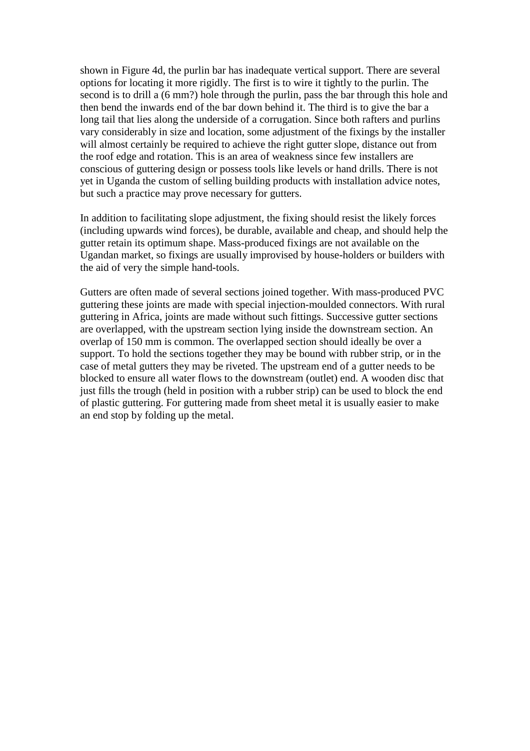shown in Figure 4d, the purlin bar has inadequate vertical support. There are several options for locating it more rigidly. The first is to wire it tightly to the purlin. The second is to drill a (6 mm?) hole through the purlin, pass the bar through this hole and then bend the inwards end of the bar down behind it. The third is to give the bar a long tail that lies along the underside of a corrugation. Since both rafters and purlins vary considerably in size and location, some adjustment of the fixings by the installer will almost certainly be required to achieve the right gutter slope, distance out from the roof edge and rotation. This is an area of weakness since few installers are conscious of guttering design or possess tools like levels or hand drills. There is not yet in Uganda the custom of selling building products with installation advice notes, but such a practice may prove necessary for gutters.

In addition to facilitating slope adjustment, the fixing should resist the likely forces (including upwards wind forces), be durable, available and cheap, and should help the gutter retain its optimum shape. Mass-produced fixings are not available on the Ugandan market, so fixings are usually improvised by house-holders or builders with the aid of very the simple hand-tools.

Gutters are often made of several sections joined together. With mass-produced PVC guttering these joints are made with special injection-moulded connectors. With rural guttering in Africa, joints are made without such fittings. Successive gutter sections are overlapped, with the upstream section lying inside the downstream section. An overlap of 150 mm is common. The overlapped section should ideally be over a support. To hold the sections together they may be bound with rubber strip, or in the case of metal gutters they may be riveted. The upstream end of a gutter needs to be blocked to ensure all water flows to the downstream (outlet) end. A wooden disc that just fills the trough (held in position with a rubber strip) can be used to block the end of plastic guttering. For guttering made from sheet metal it is usually easier to make an end stop by folding up the metal.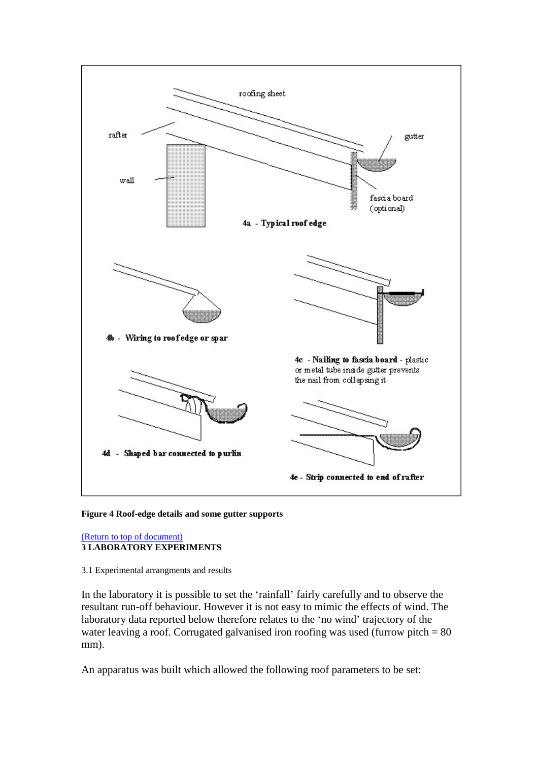**Figure 4 Roof-edge details and some gutter supports**

(Return to top of document)

## 3 LABORATORY EXPERIMENTS

### 3.1 Experimental arrangments and results

In the laboratory it is possible to set the 'rainfall' fairly carefully and to observe the resultant run-off behaviour. However it is not easy to mimic the effects of wind. The laboratory data reported below therefore relates to the 'no wind' trajectory of the water leaving a roof. Corrugated galvanised iron roofing was used (furrow pitch = 80 mm).

An apparatus was built which allowed the following roof parameters to be set: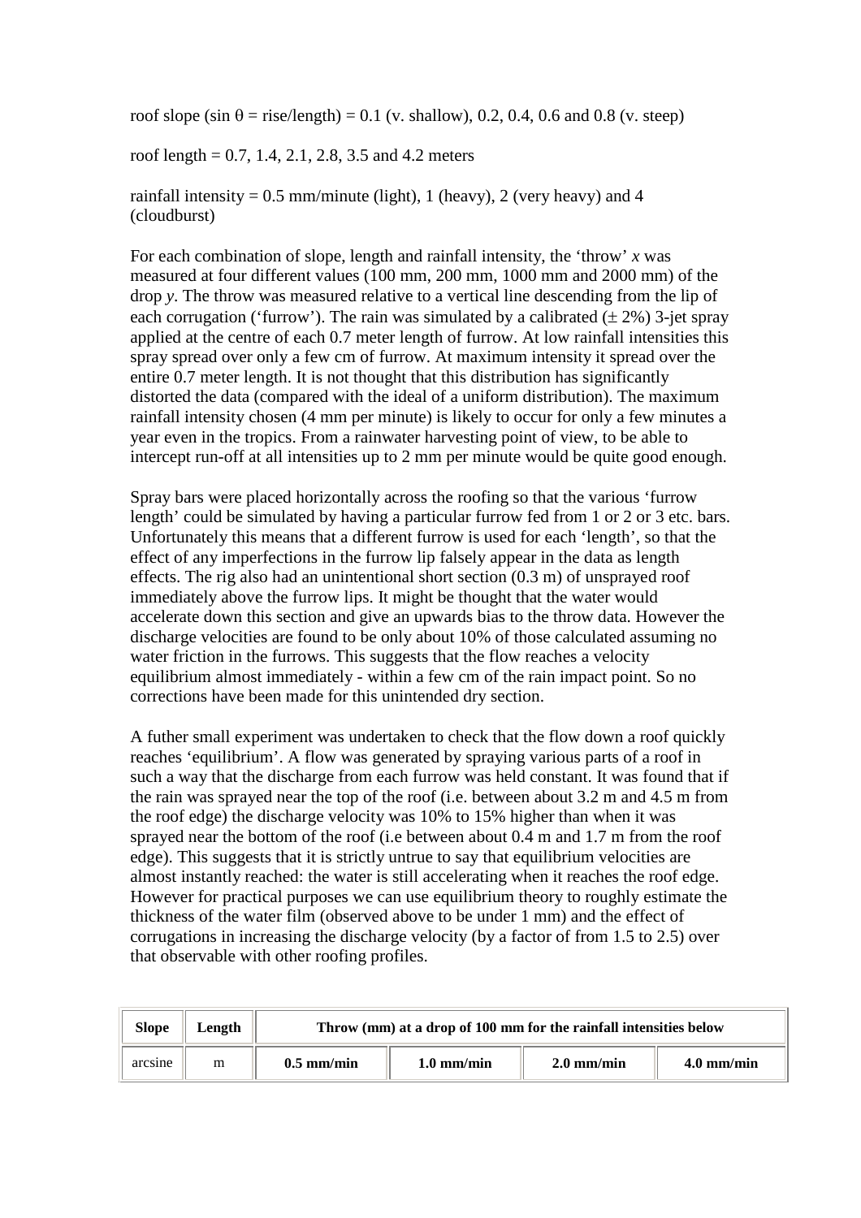roof slope (sin θ = rise/length) = 0.1 (v. shallow), 0.2, 0.4, 0.6 and 0.8 (v. steep)

roof length = 0.7, 1.4, 2.1, 2.8, 3.5 and 4.2 meters

rainfall intensity = 0.5 mm/minute (light), 1 (heavy), 2 (very heavy) and 4 (cloudburst)

For each combination of slope, length and rainfall intensity, the 'throw' $x$ was measured at four different values (100 mm, 200 mm, 1000 mm and 2000 mm) of the drop $y$. The throw was measured relative to a vertical line descending from the lip of each corrugation ('furrow'). The rain was simulated by a calibrated (± 2%) 3-jet spray applied at the centre of each 0.7 meter length of furrow. At low rainfall intensities this spray spread over only a few cm of furrow. At maximum intensity it spread over the entire 0.7 meter length. It is not thought that this distribution has significantly distorted the data (compared with the ideal of a uniform distribution). The maximum rainfall intensity chosen (4 mm per minute) is likely to occur for only a few minutes a year even in the tropics. From a rainwater harvesting point of view, to be able to intercept run-off at all intensities up to 2 mm per minute would be quite good enough.

Spray bars were placed horizontally across the roofing so that the various 'furrow length' could be simulated by having a particular furrow fed from 1 or 2 or 3 etc. bars. Unfortunately this means that a different furrow is used for each 'length', so that the effect of any imperfections in the furrow lip falsely appear in the data as length effects. The rig also had an unintentional short section (0.3 m) of unsprayed roof immediately above the furrow lips. It might be thought that the water would accelerate down this section and give an upwards bias to the throw data. However the discharge velocities are found to be only about 10% of those calculated assuming no water friction in the furrows. This suggests that the flow reaches a velocity equilibrium almost immediately - within a few cm of the rain impact point. So no corrections have been made for this unintended dry section.

A futher small experiment was undertaken to check that the flow down a roof quickly reaches 'equilibrium'. A flow was generated by spraying various parts of a roof in such a way that the discharge from each furrow was held constant. It was found that if the rain was sprayed near the top of the roof (i.e. between about 3.2 m and 4.5 m from the roof edge) the discharge velocity was 10% to 15% higher than when it was sprayed near the bottom of the roof (i.e between about 0.4 m and 1.7 m from the roof edge). This suggests that it is strictly untrue to say that equilibrium velocities are almost instantly reached: the water is still accelerating when it reaches the roof edge. However for practical purposes we can use equilibrium theory to roughly estimate the thickness of the water film (observed above to be under 1 mm) and the effect of corrugations in increasing the discharge velocity (by a factor of from 1.5 to 2.5) over that observable with other roofing profiles.

| **Slope** | **Length** | **Throw (mm) at a drop of 100 mm for the rainfall intensities below** | | | |
|---|---|---|---|---|---|
| arcsine | m | **0.5 mm/min** | **1.0 mm/min** | **2.0 mm/min** | **4.0 mm/min** |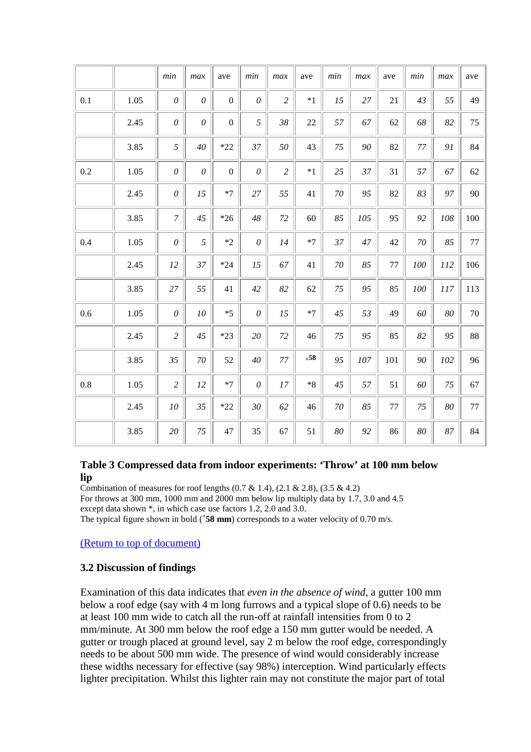| | | min | max | ave | min | max | ave | min | max | ave | min | max | ave |
|---|---|---|---|---|---|---|---|---|---|---|---|---|---|
| 0.1 | 1.05 | *0* | *0* | 0 | *0* | *2* | *1 | *15* | *27* | 21 | *43* | *55* | 49 |
| | 2.45 | *0* | *0* | 0 | *5* | *38* | 22 | *57* | *67* | 62 | *68* | *82* | 75 |
| | 3.85 | *5* | *40* | *22 | *37* | *50* | 43 | *75* | *90* | 82 | *77* | *91* | 84 |
| 0.2 | 1.05 | *0* | *0* | 0 | *0* | *2* | *1 | *25* | *37* | 31 | *57* | *67* | 62 |
| | 2.45 | *0* | *15* | *7 | *27* | *55* | 41 | *70* | *95* | 82 | *83* | *97* | 90 |
| | 3.85 | *7* | *45* | *26 | *48* | *72* | 60 | *85* | *105* | 95 | *92* | *108* | 100 |
| 0.4 | 1.05 | *0* | *5* | *2 | *0* | *14* | *7 | *37* | *47* | 42 | *70* | *85* | 77 |
| | 2.45 | *12* | *37* | *24 | *15* | *67* | 41 | *70* | *85* | 77 | *100* | *112* | 106 |
| | 3.85 | *27* | *55* | 41 | *42* | *82* | 62 | *75* | *95* | 85 | *100* | *117* | 113 |
| 0.6 | 1.05 | *0* | *10* | *5 | *0* | *15* | *7 | *45* | *53* | 49 | *60* | *80* | 70 |
| | 2.45 | *2* | *45* | *23 | *20* | *72* | 46 | *75* | *95* | 85 | *82* | *95* | 88 |
| | 3.85 | *35* | *70* | 52 | *40* | *77* | +**58** | *95* | *107* | 101 | *90* | *102* | 96 |
| 0.8 | 1.05 | *2* | *12* | *7 | *0* | *17* | *8 | *45* | *57* | 51 | *60* | *75* | 67 |
| | 2.45 | *10* | *35* | *22 | *30* | *62* | 46 | *70* | *85* | 77 | *75* | *80* | 77 |
| | 3.85 | *20* | *75* | 47 | 35 | 67 | 51 | *80* | *92* | 86 | *80* | *87* | 84 |

**Table 3 Compressed data from indoor experiments: 'Throw' at 100 mm below lip**

Combination of measures for roof lengths (0.7 & 1.4), (2.1 & 2.8), (3.5 & 4.2)
For throws at 300 mm, 1000 mm and 2000 mm below lip multiply data by 1.7, 3.0 and 4.5 except data shown *, in which case use factors 1.2, 2.0 and 3.0.
The typical figure shown in bold (+**58 mm**) corresponds to a water velocity of 0.70 m/s.

(Return to top of document)

### 3.2 Discussion of findings

Examination of this data indicates that *even in the absence of wind*, a gutter 100 mm below a roof edge (say with 4 m long furrows and a typical slope of 0.6) needs to be at least 100 mm wide to catch all the run-off at rainfall intensities from 0 to 2 mm/minute. At 300 mm below the roof edge a 150 mm gutter would be needed. A gutter or trough placed at ground level, say 2 m below the roof edge, correspondingly needs to be about 500 mm wide. The presence of wind would considerably increase these widths necessary for effective (say 98%) interception. Wind particularly effects lighter precipitation. Whilst this lighter rain may not constitute the major part of total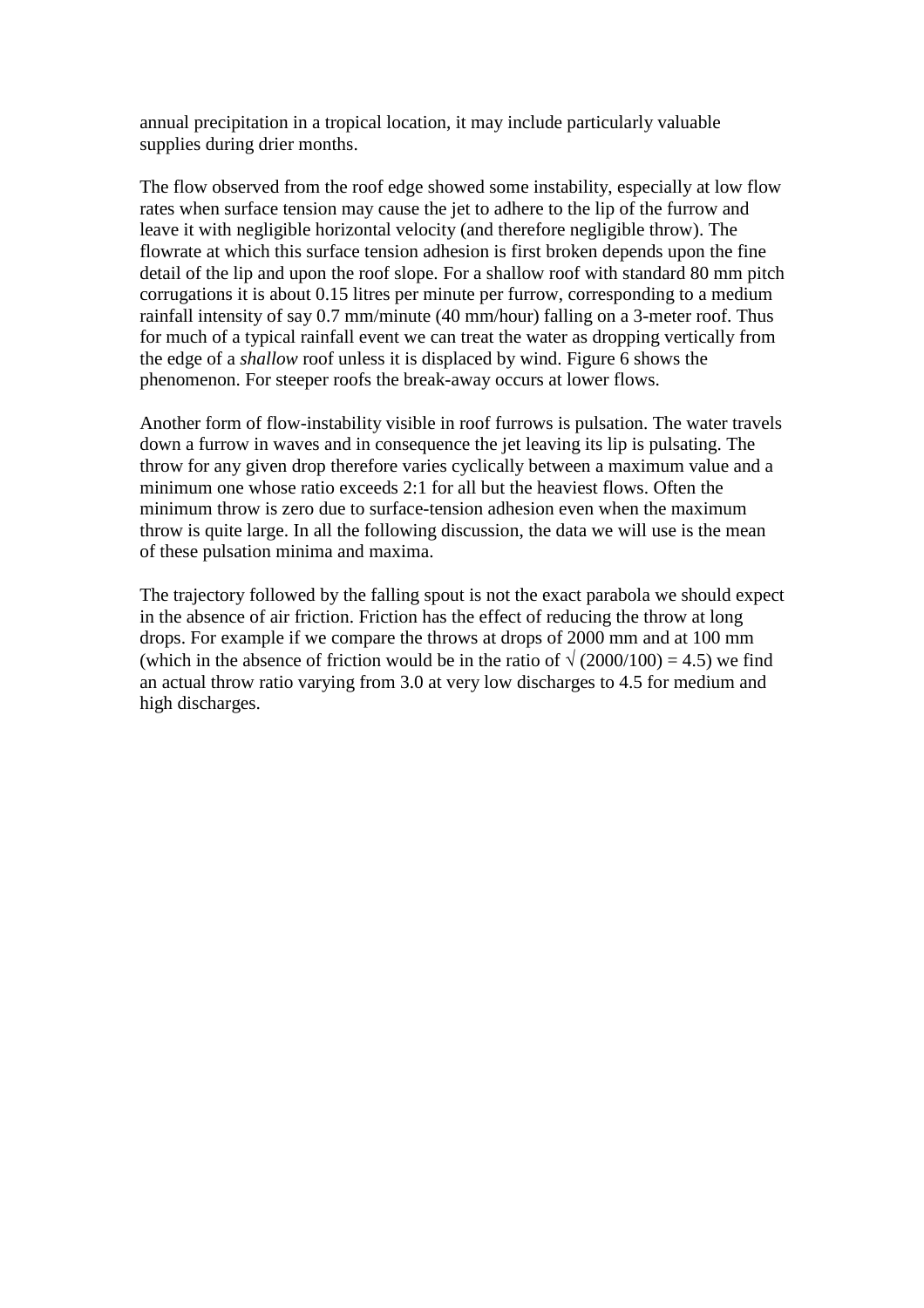annual precipitation in a tropical location, it may include particularly valuable supplies during drier months.

The flow observed from the roof edge showed some instability, especially at low flow rates when surface tension may cause the jet to adhere to the lip of the furrow and leave it with negligible horizontal velocity (and therefore negligible throw). The flowrate at which this surface tension adhesion is first broken depends upon the fine detail of the lip and upon the roof slope. For a shallow roof with standard 80 mm pitch corrugations it is about 0.15 litres per minute per furrow, corresponding to a medium rainfall intensity of say 0.7 mm/minute (40 mm/hour) falling on a 3-meter roof. Thus for much of a typical rainfall event we can treat the water as dropping vertically from the edge of a *shallow* roof unless it is displaced by wind. Figure 6 shows the phenomenon. For steeper roofs the break-away occurs at lower flows.

Another form of flow-instability visible in roof furrows is pulsation. The water travels down a furrow in waves and in consequence the jet leaving its lip is pulsating. The throw for any given drop therefore varies cyclically between a maximum value and a minimum one whose ratio exceeds 2:1 for all but the heaviest flows. Often the minimum throw is zero due to surface-tension adhesion even when the maximum throw is quite large. In all the following discussion, the data we will use is the mean of these pulsation minima and maxima.

The trajectory followed by the falling spout is not the exact parabola we should expect in the absence of air friction. Friction has the effect of reducing the throw at long drops. For example if we compare the throws at drops of 2000 mm and at 100 mm (which in the absence of friction would be in the ratio of $\sqrt{(2000/100)} = 4.5$) we find an actual throw ratio varying from 3.0 at very low discharges to 4.5 for medium and high discharges.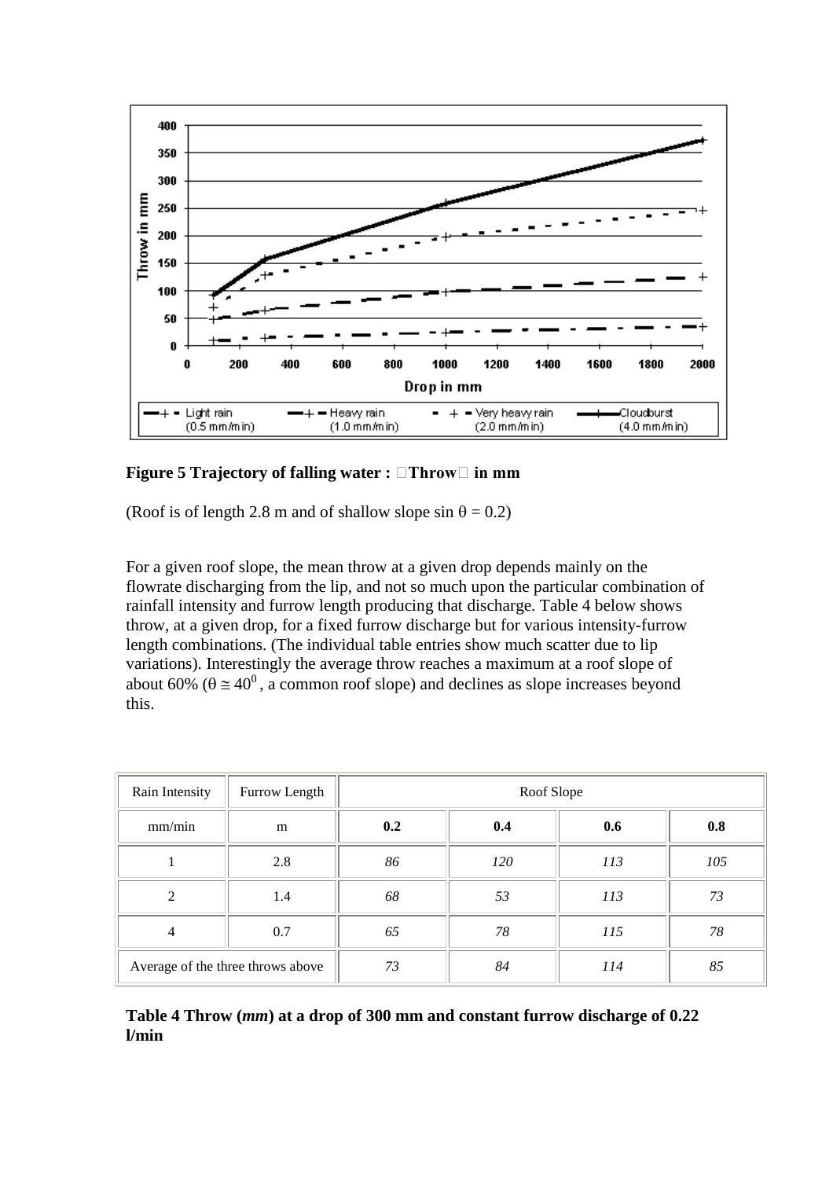**Figure 5 Trajectory of falling water : "Throw" in mm**

(Roof is of length 2.8 m and of shallow slope sin θ = 0.2)

For a given roof slope, the mean throw at a given drop depends mainly on the flowrate discharging from the lip, and not so much upon the particular combination of rainfall intensity and furrow length producing that discharge. Table 4 below shows throw, at a given drop, for a fixed furrow discharge but for various intensity-furrow length combinations. (The individual table entries show much scatter due to lip variations). Interestingly the average throw reaches a maximum at a roof slope of about 60% ($\theta \cong 40^0$, a common roof slope) and declines as slope increases beyond this.

| Rain Intensity | Furrow Length | Roof Slope | | | |
|---|---|---|---|---|---|
| mm/min | m | **0.2** | **0.4** | **0.6** | **0.8** |
| 1 | 2.8 | *86* | *120* | *113* | *105* |
| 2 | 1.4 | *68* | *53* | *113* | *73* |
| 4 | 0.7 | *65* | *78* | *115* | *78* |
| Average of the three throws above | | *73* | *84* | *114* | *85* |

**Table 4 Throw (*mm*) at a drop of 300 mm and constant furrow discharge of 0.22 l/min**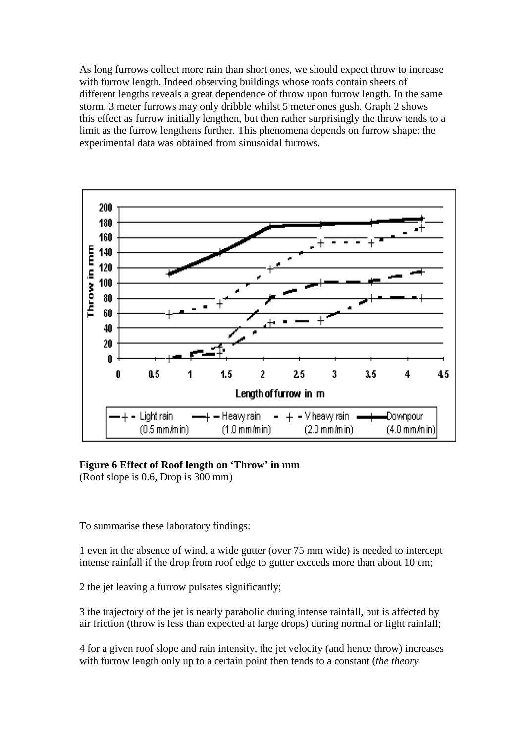As long furrows collect more rain than short ones, we should expect throw to increase with furrow length. Indeed observing buildings whose roofs contain sheets of different lengths reveals a great dependence of throw upon furrow length. In the same storm, 3 meter furrows may only dribble whilst 5 meter ones gush. Graph 2 shows this effect as furrow initially lengthen, but then rather surprisingly the throw tends to a limit as the furrow lengthens further. This phenomena depends on furrow shape: the experimental data was obtained from sinusoidal furrows.

**Figure 6 Effect of Roof length on 'Throw' in mm**
(Roof slope is 0.6, Drop is 300 mm)

To summarise these laboratory findings:

1 even in the absence of wind, a wide gutter (over 75 mm wide) is needed to intercept intense rainfall if the drop from roof edge to gutter exceeds more than about 10 cm;

2 the jet leaving a furrow pulsates significantly;

3 the trajectory of the jet is nearly parabolic during intense rainfall, but is affected by air friction (throw is less than expected at large drops) during normal or light rainfall;

4 for a given roof slope and rain intensity, the jet velocity (and hence throw) increases with furrow length only up to a certain point then tends to a constant (*the theory*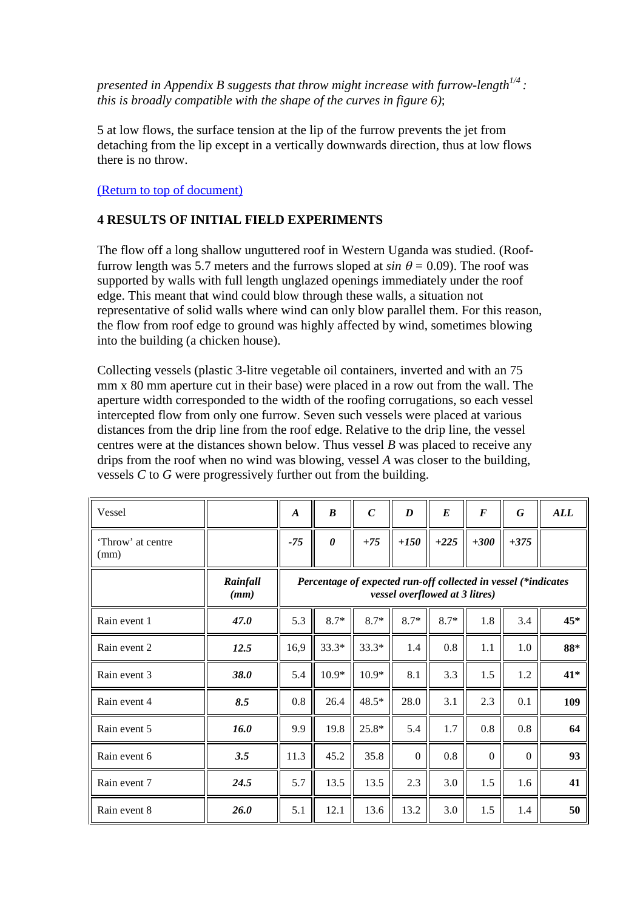*presented in Appendix B suggests that throw might increase with furrow-length$^{1/4}$ : this is broadly compatible with the shape of the curves in figure 6)*;

5 at low flows, the surface tension at the lip of the furrow prevents the jet from detaching from the lip except in a vertically downwards direction, thus at low flows there is no throw.

(Return to top of document)

## 4 RESULTS OF INITIAL FIELD EXPERIMENTS

The flow off a long shallow unguttered roof in Western Uganda was studied. (Roof-furrow length was 5.7 meters and the furrows sloped at $\sin \theta = 0.09$). The roof was supported by walls with full length unglazed openings immediately under the roof edge. This meant that wind could blow through these walls, a situation not representative of solid walls where wind can only blow parallel them. For this reason, the flow from roof edge to ground was highly affected by wind, sometimes blowing into the building (a chicken house).

Collecting vessels (plastic 3-litre vegetable oil containers, inverted and with an 75 mm x 80 mm aperture cut in their base) were placed in a row out from the wall. The aperture width corresponded to the width of the roofing corrugations, so each vessel intercepted flow from only one furrow. Seven such vessels were placed at various distances from the drip line from the roof edge. Relative to the drip line, the vessel centres were at the distances shown below. Thus vessel *B* was placed to receive any drips from the roof when no wind was blowing, vessel *A* was closer to the building, vessels *C* to *G* were progressively further out from the building.

| Vessel | | ***A*** | ***B*** | ***C*** | ***D*** | ***E*** | ***F*** | ***G*** | ***ALL*** |
|---|---|---|---|---|---|---|---|---|---|
| 'Throw' at centre (mm) | | *-75* | ***0*** | *+75* | *+150* | *+225* | *+300* | *+375* | |
| | ***Rainfall (mm)*** | ***Percentage of expected run-off collected in vessel (\*indicates vessel overflowed at 3 litres)*** | | | | | | | |
| Rain event 1 | ***47.0*** | 5.3 | 8.7* | 8.7* | 8.7* | 8.7* | 1.8 | 3.4 | **45*** |
| Rain event 2 | ***12.5*** | 16,9 | 33.3* | 33.3* | 1.4 | 0.8 | 1.1 | 1.0 | **88*** |
| Rain event 3 | ***38.0*** | 5.4 | 10.9* | 10.9* | 8.1 | 3.3 | 1.5 | 1.2 | **41*** |
| Rain event 4 | ***8.5*** | 0.8 | 26.4 | 48.5* | 28.0 | 3.1 | 2.3 | 0.1 | **109** |
| Rain event 5 | ***16.0*** | 9.9 | 19.8 | 25.8* | 5.4 | 1.7 | 0.8 | 0.8 | **64** |
| Rain event 6 | ***3.5*** | 11.3 | 45.2 | 35.8 | 0 | 0.8 | 0 | 0 | **93** |
| Rain event 7 | ***24.5*** | 5.7 | 13.5 | 13.5 | 2.3 | 3.0 | 1.5 | 1.6 | **41** |
| Rain event 8 | ***26.0*** | 5.1 | 12.1 | 13.6 | 13.2 | 3.0 | 1.5 | 1.4 | **50** |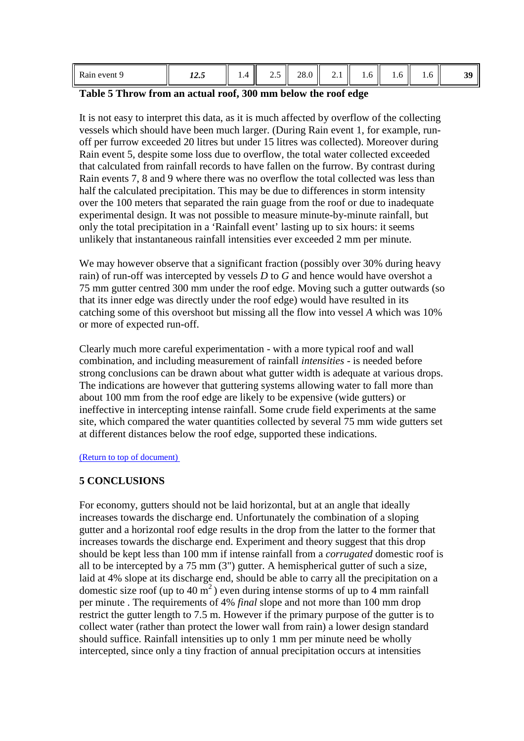| Rain event 9 | ***12.5*** | 1.4 | 2.5 | 28.0 | 2.1 | 1.6 | 1.6 | 1.6 | **39** |
|---|---|---|---|---|---|---|---|---|---|

**Table 5 Throw from an actual roof, 300 mm below the roof edge**

It is not easy to interpret this data, as it is much affected by overflow of the collecting vessels which should have been much larger. (During Rain event 1, for example, run-off per furrow exceeded 20 litres but under 15 litres was collected). Moreover during Rain event 5, despite some loss due to overflow, the total water collected exceeded that calculated from rainfall records to have fallen on the furrow. By contrast during Rain events 7, 8 and 9 where there was no overflow the total collected was less than half the calculated precipitation. This may be due to differences in storm intensity over the 100 meters that separated the rain guage from the roof or due to inadequate experimental design. It was not possible to measure minute-by-minute rainfall, but only the total precipitation in a 'Rainfall event' lasting up to six hours: it seems unlikely that instantaneous rainfall intensities ever exceeded 2 mm per minute.

We may however observe that a significant fraction (possibly over 30% during heavy rain) of run-off was intercepted by vessels *D* to *G* and hence would have overshot a 75 mm gutter centred 300 mm under the roof edge. Moving such a gutter outwards (so that its inner edge was directly under the roof edge) would have resulted in its catching some of this overshoot but missing all the flow into vessel *A* which was 10% or more of expected run-off.

Clearly much more careful experimentation - with a more typical roof and wall combination, and including measurement of rainfall *intensities* - is needed before strong conclusions can be drawn about what gutter width is adequate at various drops. The indications are however that guttering systems allowing water to fall more than about 100 mm from the roof edge are likely to be expensive (wide gutters) or ineffective in intercepting intense rainfall. Some crude field experiments at the same site, which compared the water quantities collected by several 75 mm wide gutters set at different distances below the roof edge, supported these indications.

(Return to top of document)

## 5 CONCLUSIONS

For economy, gutters should not be laid horizontal, but at an angle that ideally increases towards the discharge end. Unfortunately the combination of a sloping gutter and a horizontal roof edge results in the drop from the latter to the former that increases towards the discharge end. Experiment and theory suggest that this drop should be kept less than 100 mm if intense rainfall from a *corrugated* domestic roof is all to be intercepted by a 75 mm (3") gutter. A hemispherical gutter of such a size, laid at 4% slope at its discharge end, should be able to carry all the precipitation on a domestic size roof (up to 40 $m^2$) even during intense storms of up to 4 mm rainfall per minute . The requirements of 4% *final* slope and not more than 100 mm drop restrict the gutter length to 7.5 m. However if the primary purpose of the gutter is to collect water (rather than protect the lower wall from rain) a lower design standard should suffice. Rainfall intensities up to only 1 mm per minute need be wholly intercepted, since only a tiny fraction of annual precipitation occurs at intensities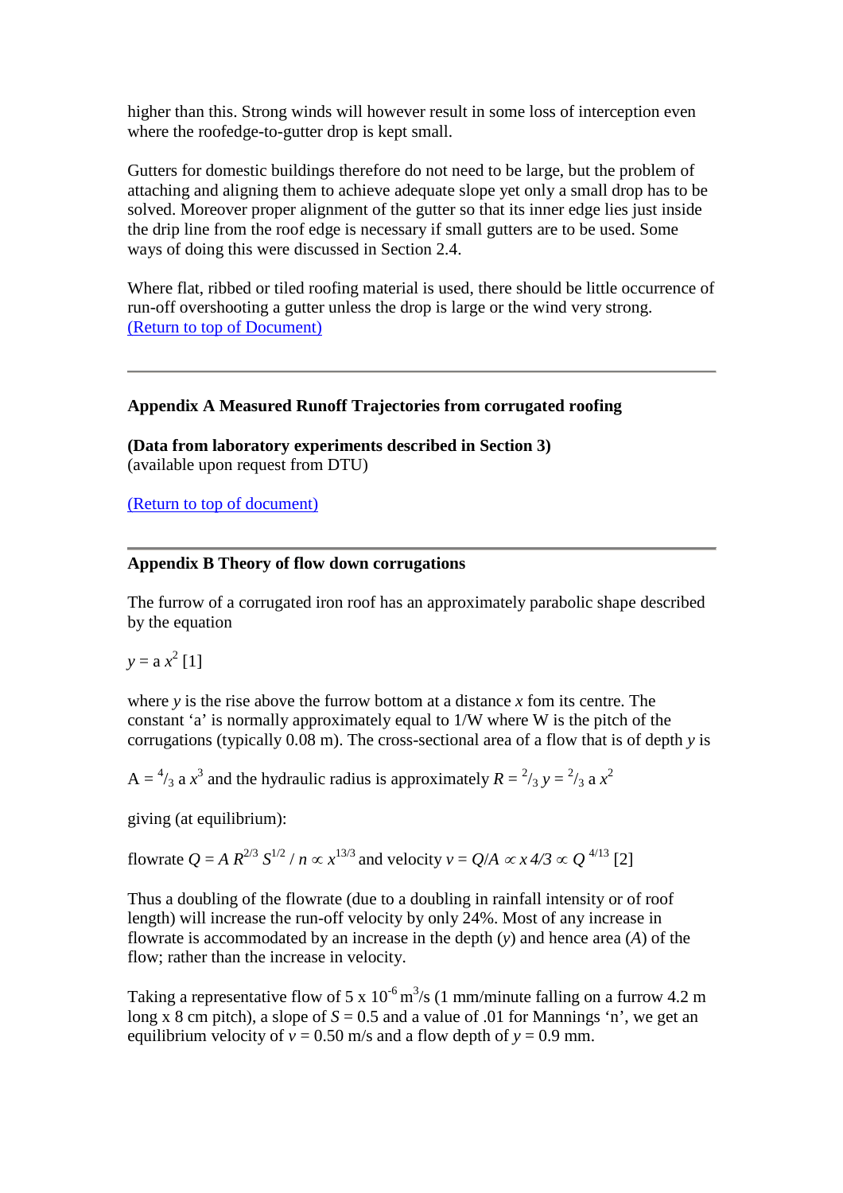higher than this. Strong winds will however result in some loss of interception even where the roofedge-to-gutter drop is kept small.

Gutters for domestic buildings therefore do not need to be large, but the problem of attaching and aligning them to achieve adequate slope yet only a small drop has to be solved. Moreover proper alignment of the gutter so that its inner edge lies just inside the drip line from the roof edge is necessary if small gutters are to be used. Some ways of doing this were discussed in Section 2.4.

Where flat, ribbed or tiled roofing material is used, there should be little occurrence of run-off overshooting a gutter unless the drop is large or the wind very strong.
(Return to top of Document)

---

**Appendix A Measured Runoff Trajectories from corrugated roofing**

**(Data from laboratory experiments described in Section 3)**
(available upon request from DTU)

(Return to top of document)

---

**Appendix B Theory of flow down corrugations**

The furrow of a corrugated iron roof has an approximately parabolic shape described by the equation

$y = \mathrm{a}\, x^2$ [1]

where $y$ is the rise above the furrow bottom at a distance $x$ fom its centre. The constant ‘a’ is normally approximately equal to 1/W where W is the pitch of the corrugations (typically 0.08 m). The cross-sectional area of a flow that is of depth $y$ is

$A = {}^{4}/_{3}\, \mathrm{a}\, x^3$ and the hydraulic radius is approximately $R = {}^{2}/_{3}\, y = {}^{2}/_{3}\, \mathrm{a}\, x^2$

giving (at equilibrium):

flowrate $Q = A\, R^{2/3}\, S^{1/2} / n \propto x^{13/3}$ and velocity $v = Q/A \propto x\, 4/3 \propto Q^{\,4/13}$ [2]

Thus a doubling of the flowrate (due to a doubling in rainfall intensity or of roof length) will increase the run-off velocity by only 24%. Most of any increase in flowrate is accommodated by an increase in the depth ($y$) and hence area ($A$) of the flow; rather than the increase in velocity.

Taking a representative flow of $5 \times 10^{-6}\ \mathrm{m}^3/\mathrm{s}$ (1 mm/minute falling on a furrow 4.2 m long x 8 cm pitch), a slope of $S = 0.5$ and a value of .01 for Mannings ‘n’, we get an equilibrium velocity of $v = 0.50$ m/s and a flow depth of $y = 0.9$ mm.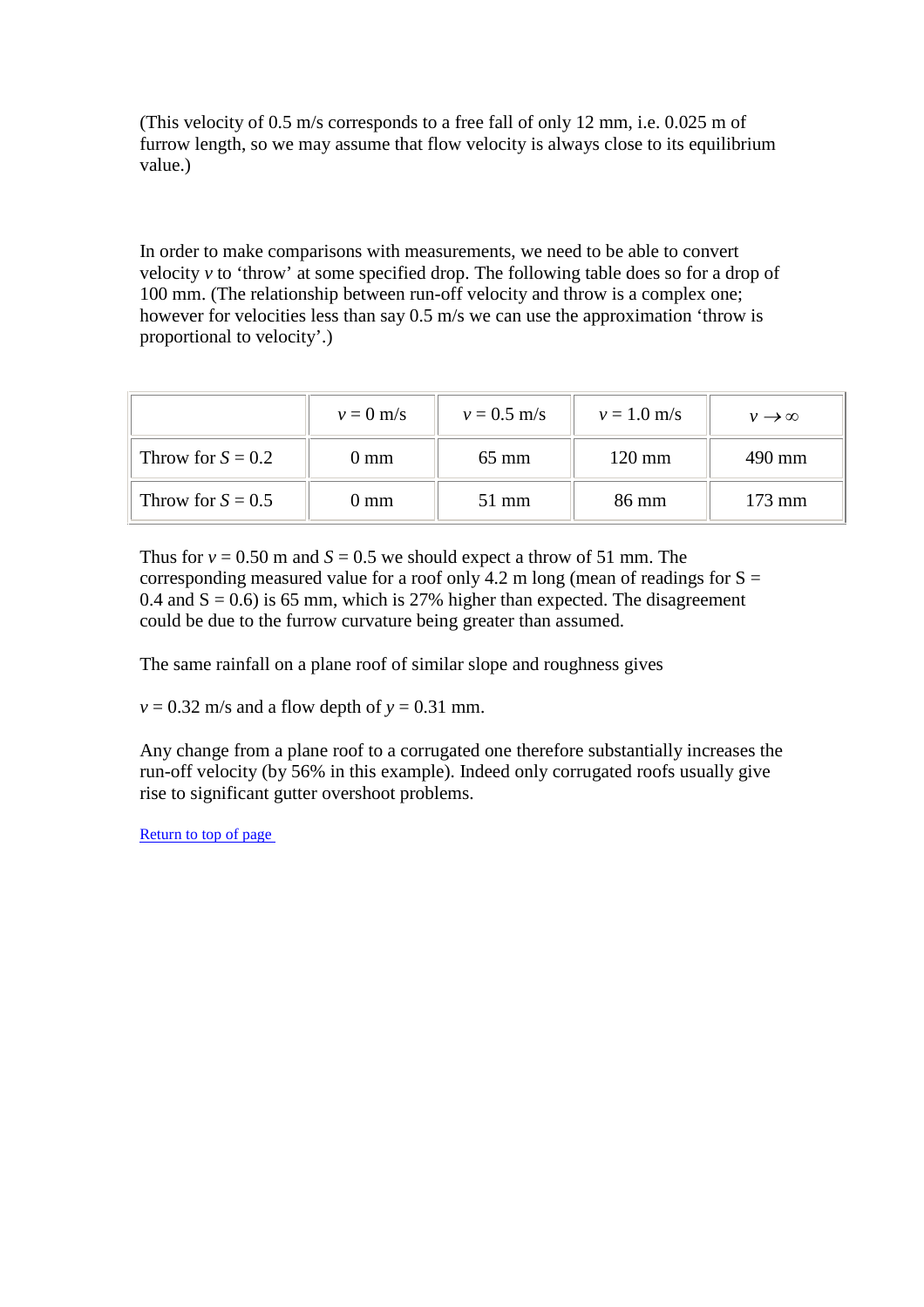(This velocity of 0.5 m/s corresponds to a free fall of only 12 mm, i.e. 0.025 m of furrow length, so we may assume that flow velocity is always close to its equilibrium value.)

In order to make comparisons with measurements, we need to be able to convert velocity $v$ to 'throw' at some specified drop. The following table does so for a drop of 100 mm. (The relationship between run-off velocity and throw is a complex one; however for velocities less than say 0.5 m/s we can use the approximation 'throw is proportional to velocity'.)

| | $v = 0$ m/s | $v = 0.5$ m/s | $v = 1.0$ m/s | $v \to \infty$ |
|---|---|---|---|---|
| Throw for $S = 0.2$ | 0 mm | 65 mm | 120 mm | 490 mm |
| Throw for $S = 0.5$ | 0 mm | 51 mm | 86 mm | 173 mm |

Thus for $v = 0.50$ m and $S = 0.5$ we should expect a throw of 51 mm. The corresponding measured value for a roof only 4.2 m long (mean of readings for S = 0.4 and S = 0.6) is 65 mm, which is 27% higher than expected. The disagreement could be due to the furrow curvature being greater than assumed.

The same rainfall on a plane roof of similar slope and roughness gives

$v = 0.32$ m/s and a flow depth of $y = 0.31$ mm.

Any change from a plane roof to a corrugated one therefore substantially increases the run-off velocity (by 56% in this example). Indeed only corrugated roofs usually give rise to significant gutter overshoot problems.

Return to top of page